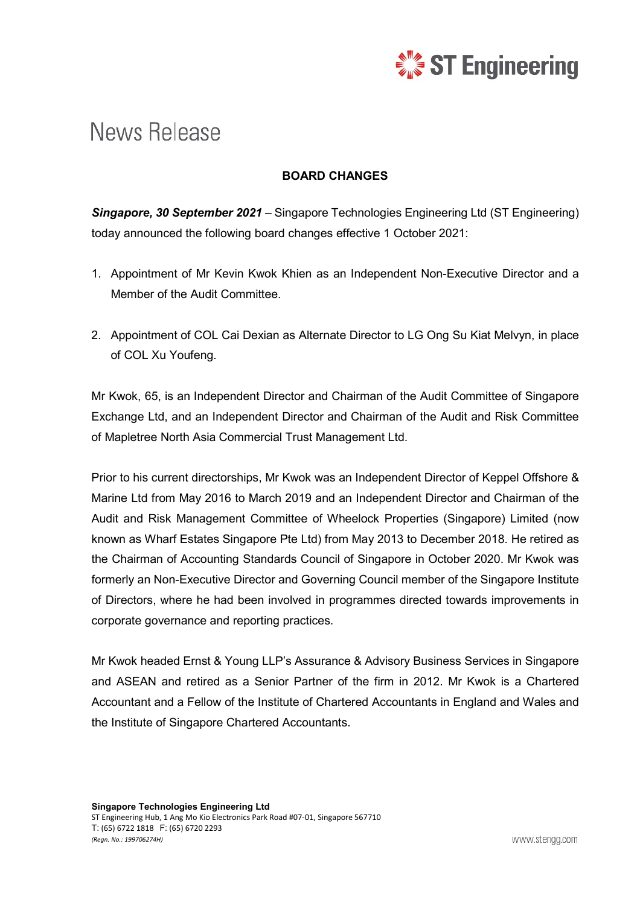# News Release

## BOARD CHANGES

***Singapore, 30 September 2021*** – Singapore Technologies Engineering Ltd (ST Engineering) today announced the following board changes effective 1 October 2021:

1. Appointment of Mr Kevin Kwok Khien as an Independent Non-Executive Director and a Member of the Audit Committee.

2. Appointment of COL Cai Dexian as Alternate Director to LG Ong Su Kiat Melvyn, in place of COL Xu Youfeng.

Mr Kwok, 65, is an Independent Director and Chairman of the Audit Committee of Singapore Exchange Ltd, and an Independent Director and Chairman of the Audit and Risk Committee of Mapletree North Asia Commercial Trust Management Ltd.

Prior to his current directorships, Mr Kwok was an Independent Director of Keppel Offshore & Marine Ltd from May 2016 to March 2019 and an Independent Director and Chairman of the Audit and Risk Management Committee of Wheelock Properties (Singapore) Limited (now known as Wharf Estates Singapore Pte Ltd) from May 2013 to December 2018. He retired as the Chairman of Accounting Standards Council of Singapore in October 2020. Mr Kwok was formerly an Non-Executive Director and Governing Council member of the Singapore Institute of Directors, where he had been involved in programmes directed towards improvements in corporate governance and reporting practices.

Mr Kwok headed Ernst & Young LLP's Assurance & Advisory Business Services in Singapore and ASEAN and retired as a Senior Partner of the firm in 2012. Mr Kwok is a Chartered Accountant and a Fellow of the Institute of Chartered Accountants in England and Wales and the Institute of Singapore Chartered Accountants.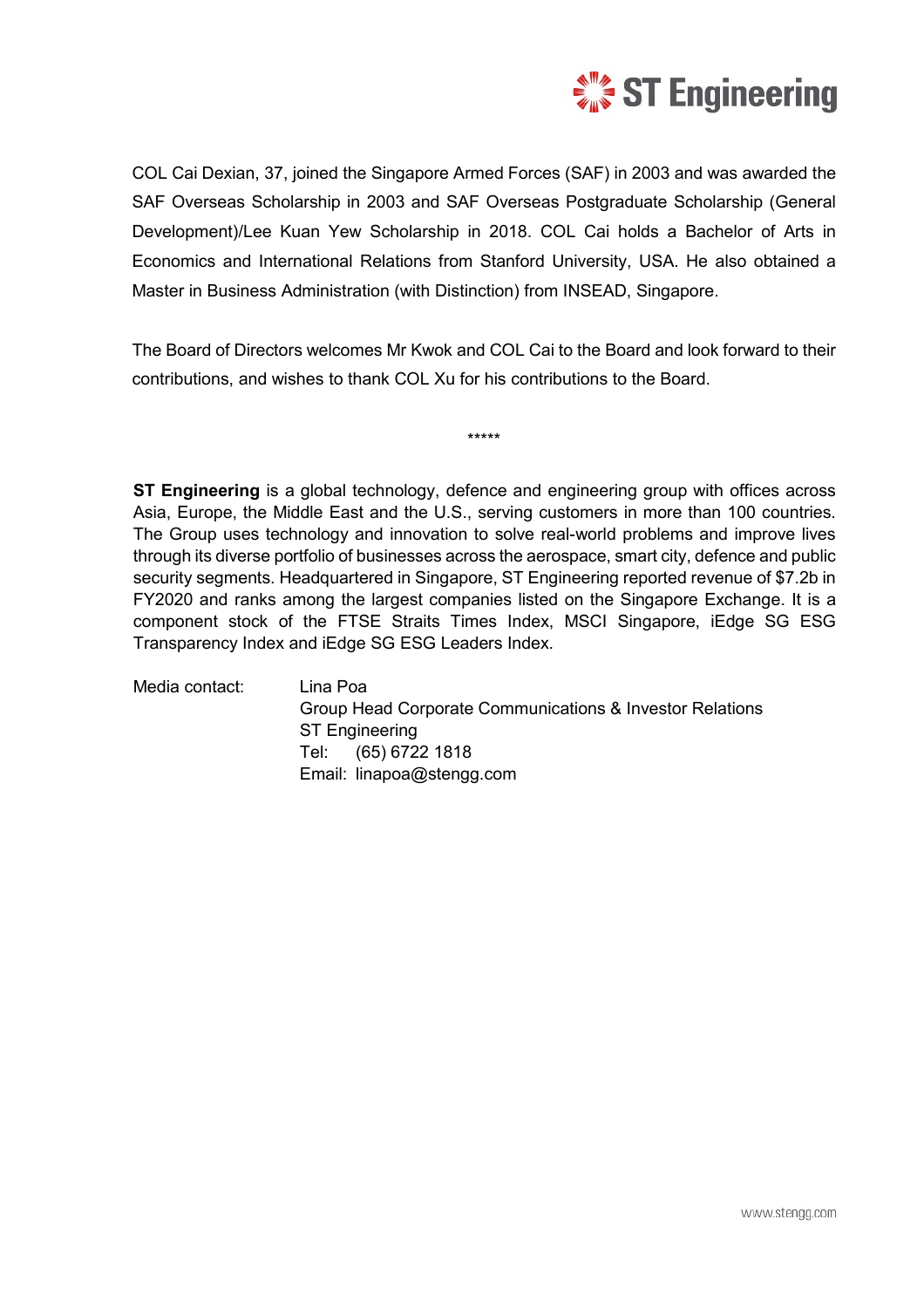COL Cai Dexian, 37, joined the Singapore Armed Forces (SAF) in 2003 and was awarded the SAF Overseas Scholarship in 2003 and SAF Overseas Postgraduate Scholarship (General Development)/Lee Kuan Yew Scholarship in 2018. COL Cai holds a Bachelor of Arts in Economics and International Relations from Stanford University, USA. He also obtained a Master in Business Administration (with Distinction) from INSEAD, Singapore.

The Board of Directors welcomes Mr Kwok and COL Cai to the Board and look forward to their contributions, and wishes to thank COL Xu for his contributions to the Board.

*****

**ST Engineering** is a global technology, defence and engineering group with offices across Asia, Europe, the Middle East and the U.S., serving customers in more than 100 countries. The Group uses technology and innovation to solve real-world problems and improve lives through its diverse portfolio of businesses across the aerospace, smart city, defence and public security segments. Headquartered in Singapore, ST Engineering reported revenue of $7.2b in FY2020 and ranks among the largest companies listed on the Singapore Exchange. It is a component stock of the FTSE Straits Times Index, MSCI Singapore, iEdge SG ESG Transparency Index and iEdge SG ESG Leaders Index.

Media contact:

Lina Poa
Group Head Corporate Communications & Investor Relations
ST Engineering
Tel: (65) 6722 1818
Email: linapoa@stengg.com